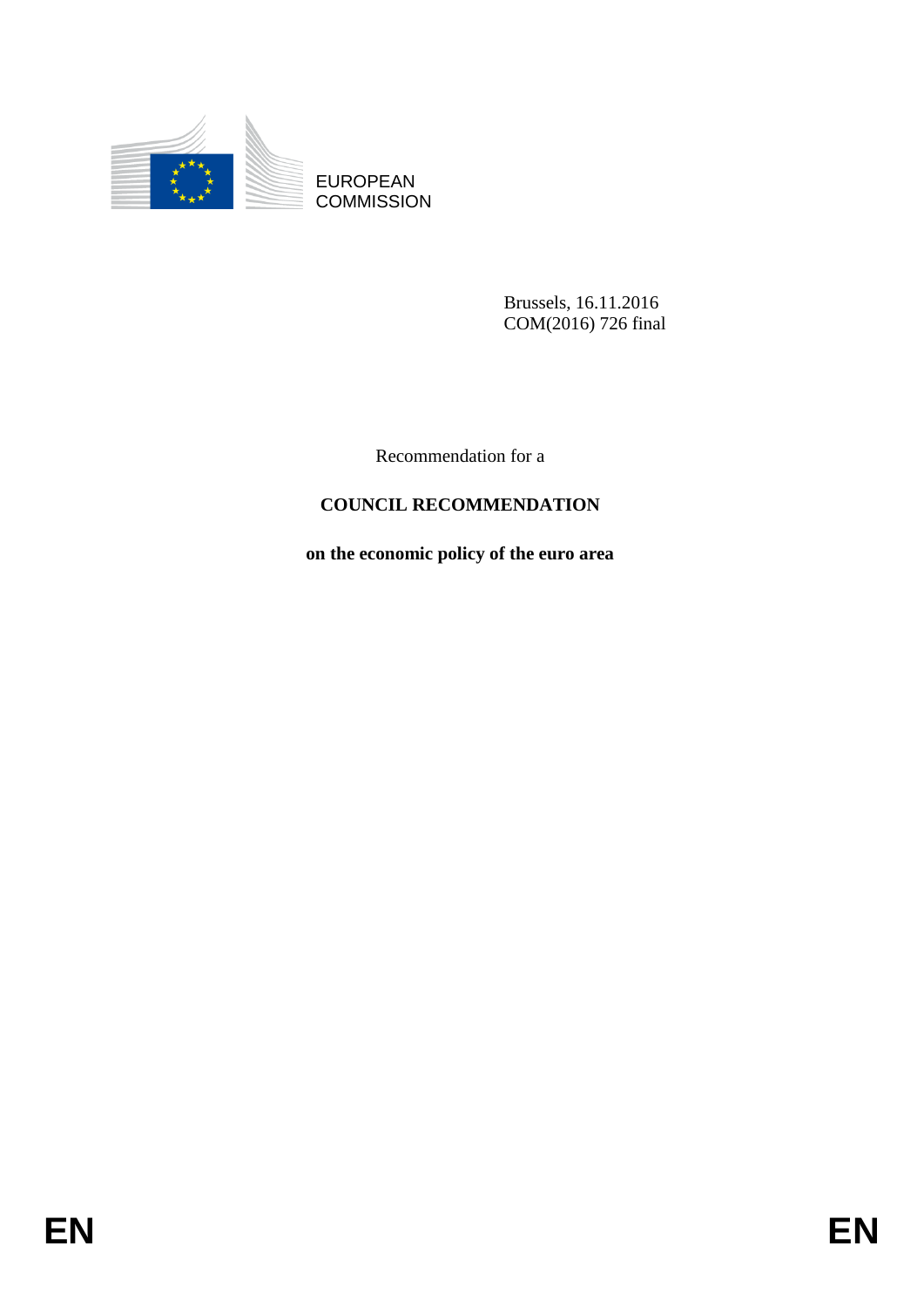EUROPEAN COMMISSION

Brussels, 16.11.2016
COM(2016) 726 final

Recommendation for a

# COUNCIL RECOMMENDATION

## on the economic policy of the euro area

EN EN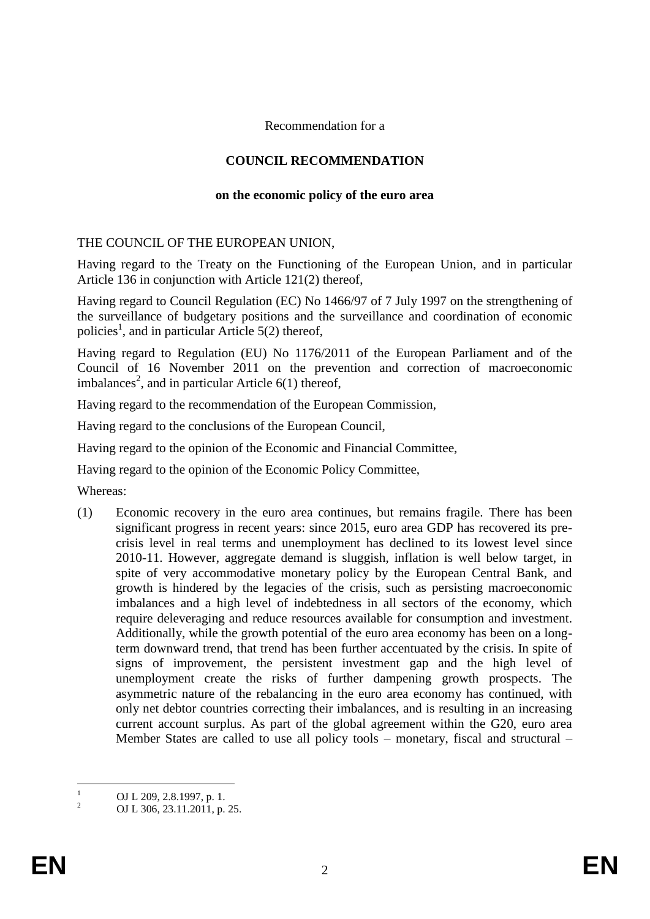Recommendation for a

**COUNCIL RECOMMENDATION**

**on the economic policy of the euro area**

THE COUNCIL OF THE EUROPEAN UNION,

Having regard to the Treaty on the Functioning of the European Union, and in particular Article 136 in conjunction with Article 121(2) thereof,

Having regard to Council Regulation (EC) No 1466/97 of 7 July 1997 on the strengthening of the surveillance of budgetary positions and the surveillance and coordination of economic policies[1], and in particular Article 5(2) thereof,

Having regard to Regulation (EU) No 1176/2011 of the European Parliament and of the Council of 16 November 2011 on the prevention and correction of macroeconomic imbalances[2], and in particular Article 6(1) thereof,

Having regard to the recommendation of the European Commission,

Having regard to the conclusions of the European Council,

Having regard to the opinion of the Economic and Financial Committee,

Having regard to the opinion of the Economic Policy Committee,

Whereas:

(1) Economic recovery in the euro area continues, but remains fragile. There has been significant progress in recent years: since 2015, euro area GDP has recovered its pre-crisis level in real terms and unemployment has declined to its lowest level since 2010-11. However, aggregate demand is sluggish, inflation is well below target, in spite of very accommodative monetary policy by the European Central Bank, and growth is hindered by the legacies of the crisis, such as persisting macroeconomic imbalances and a high level of indebtedness in all sectors of the economy, which require deleveraging and reduce resources available for consumption and investment. Additionally, while the growth potential of the euro area economy has been on a long-term downward trend, that trend has been further accentuated by the crisis. In spite of signs of improvement, the persistent investment gap and the high level of unemployment create the risks of further dampening growth prospects. The asymmetric nature of the rebalancing in the euro area economy has continued, with only net debtor countries correcting their imbalances, and is resulting in an increasing current account surplus. As part of the global agreement within the G20, euro area Member States are called to use all policy tools – monetary, fiscal and structural –

[1] OJ L 209, 2.8.1997, p. 1.

[2] OJ L 306, 23.11.2011, p. 25.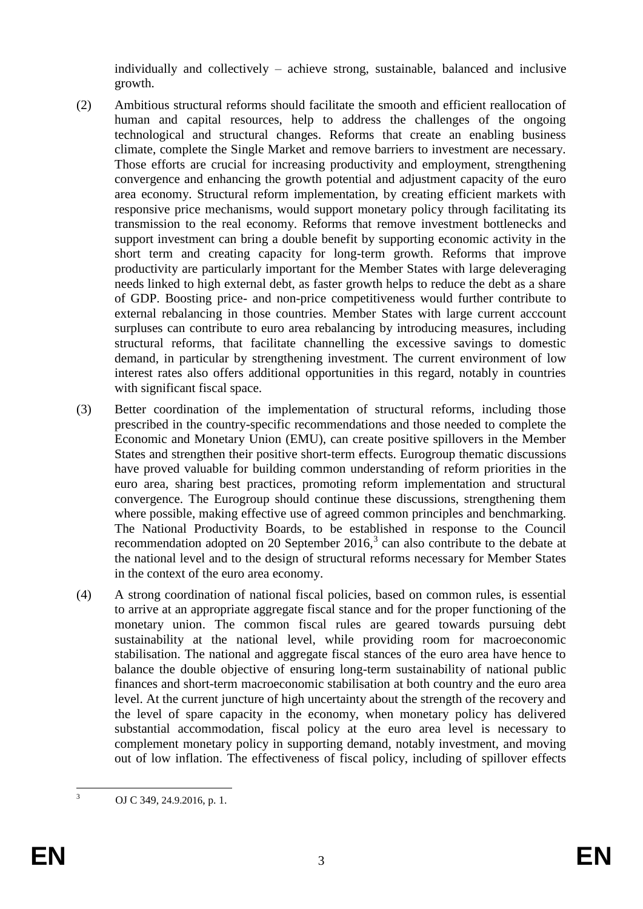individually and collectively – achieve strong, sustainable, balanced and inclusive growth.

(2) Ambitious structural reforms should facilitate the smooth and efficient reallocation of human and capital resources, help to address the challenges of the ongoing technological and structural changes. Reforms that create an enabling business climate, complete the Single Market and remove barriers to investment are necessary. Those efforts are crucial for increasing productivity and employment, strengthening convergence and enhancing the growth potential and adjustment capacity of the euro area economy. Structural reform implementation, by creating efficient markets with responsive price mechanisms, would support monetary policy through facilitating its transmission to the real economy. Reforms that remove investment bottlenecks and support investment can bring a double benefit by supporting economic activity in the short term and creating capacity for long-term growth. Reforms that improve productivity are particularly important for the Member States with large deleveraging needs linked to high external debt, as faster growth helps to reduce the debt as a share of GDP. Boosting price- and non-price competitiveness would further contribute to external rebalancing in those countries. Member States with large current acccount surpluses can contribute to euro area rebalancing by introducing measures, including structural reforms, that facilitate channelling the excessive savings to domestic demand, in particular by strengthening investment. The current environment of low interest rates also offers additional opportunities in this regard, notably in countries with significant fiscal space.

(3) Better coordination of the implementation of structural reforms, including those prescribed in the country-specific recommendations and those needed to complete the Economic and Monetary Union (EMU), can create positive spillovers in the Member States and strengthen their positive short-term effects. Eurogroup thematic discussions have proved valuable for building common understanding of reform priorities in the euro area, sharing best practices, promoting reform implementation and structural convergence. The Eurogroup should continue these discussions, strengthening them where possible, making effective use of agreed common principles and benchmarking. The National Productivity Boards, to be established in response to the Council recommendation adopted on 20 September 2016,[3] can also contribute to the debate at the national level and to the design of structural reforms necessary for Member States in the context of the euro area economy.

(4) A strong coordination of national fiscal policies, based on common rules, is essential to arrive at an appropriate aggregate fiscal stance and for the proper functioning of the monetary union. The common fiscal rules are geared towards pursuing debt sustainability at the national level, while providing room for macroeconomic stabilisation. The national and aggregate fiscal stances of the euro area have hence to balance the double objective of ensuring long-term sustainability of national public finances and short-term macroeconomic stabilisation at both country and the euro area level. At the current juncture of high uncertainty about the strength of the recovery and the level of spare capacity in the economy, when monetary policy has delivered substantial accommodation, fiscal policy at the euro area level is necessary to complement monetary policy in supporting demand, notably investment, and moving out of low inflation. The effectiveness of fiscal policy, including of spillover effects

[3] OJ C 349, 24.9.2016, p. 1.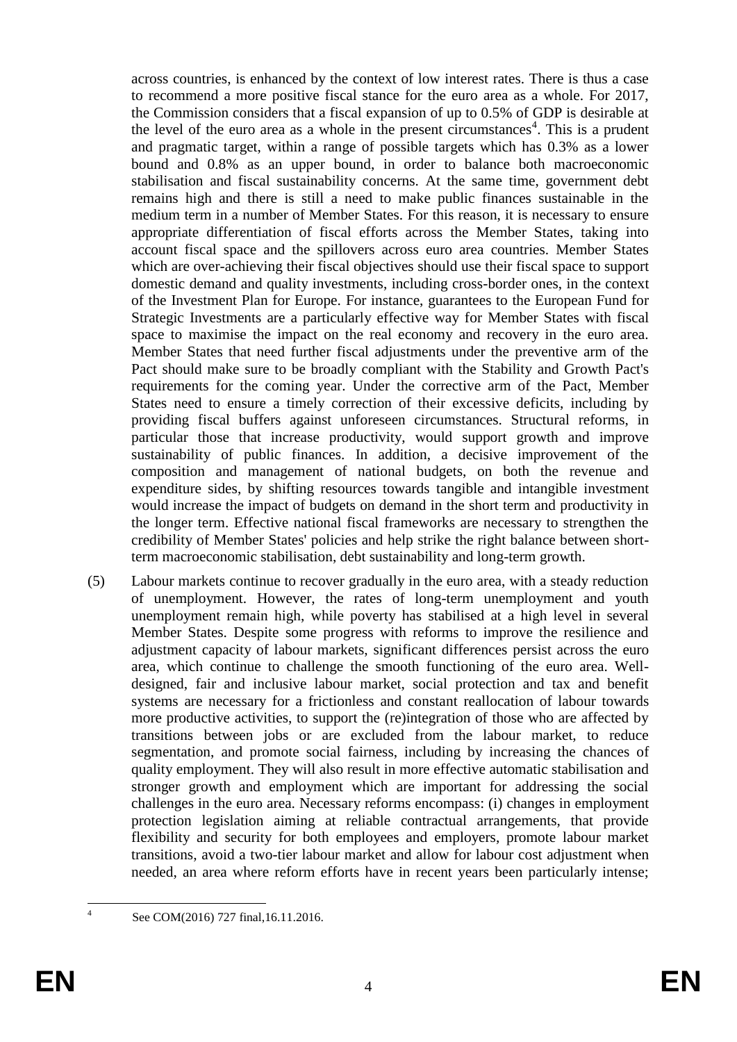across countries, is enhanced by the context of low interest rates. There is thus a case to recommend a more positive fiscal stance for the euro area as a whole. For 2017, the Commission considers that a fiscal expansion of up to 0.5% of GDP is desirable at the level of the euro area as a whole in the present circumstances[4]. This is a prudent and pragmatic target, within a range of possible targets which has 0.3% as a lower bound and 0.8% as an upper bound, in order to balance both macroeconomic stabilisation and fiscal sustainability concerns. At the same time, government debt remains high and there is still a need to make public finances sustainable in the medium term in a number of Member States. For this reason, it is necessary to ensure appropriate differentiation of fiscal efforts across the Member States, taking into account fiscal space and the spillovers across euro area countries. Member States which are over-achieving their fiscal objectives should use their fiscal space to support domestic demand and quality investments, including cross-border ones, in the context of the Investment Plan for Europe. For instance, guarantees to the European Fund for Strategic Investments are a particularly effective way for Member States with fiscal space to maximise the impact on the real economy and recovery in the euro area. Member States that need further fiscal adjustments under the preventive arm of the Pact should make sure to be broadly compliant with the Stability and Growth Pact's requirements for the coming year. Under the corrective arm of the Pact, Member States need to ensure a timely correction of their excessive deficits, including by providing fiscal buffers against unforeseen circumstances. Structural reforms, in particular those that increase productivity, would support growth and improve sustainability of public finances. In addition, a decisive improvement of the composition and management of national budgets, on both the revenue and expenditure sides, by shifting resources towards tangible and intangible investment would increase the impact of budgets on demand in the short term and productivity in the longer term. Effective national fiscal frameworks are necessary to strengthen the credibility of Member States' policies and help strike the right balance between short-term macroeconomic stabilisation, debt sustainability and long-term growth.

(5) Labour markets continue to recover gradually in the euro area, with a steady reduction of unemployment. However, the rates of long-term unemployment and youth unemployment remain high, while poverty has stabilised at a high level in several Member States. Despite some progress with reforms to improve the resilience and adjustment capacity of labour markets, significant differences persist across the euro area, which continue to challenge the smooth functioning of the euro area. Well-designed, fair and inclusive labour market, social protection and tax and benefit systems are necessary for a frictionless and constant reallocation of labour towards more productive activities, to support the (re)integration of those who are affected by transitions between jobs or are excluded from the labour market, to reduce segmentation, and promote social fairness, including by increasing the chances of quality employment. They will also result in more effective automatic stabilisation and stronger growth and employment which are important for addressing the social challenges in the euro area. Necessary reforms encompass: (i) changes in employment protection legislation aiming at reliable contractual arrangements, that provide flexibility and security for both employees and employers, promote labour market transitions, avoid a two-tier labour market and allow for labour cost adjustment when needed, an area where reform efforts have in recent years been particularly intense;

[4] See COM(2016) 727 final,16.11.2016.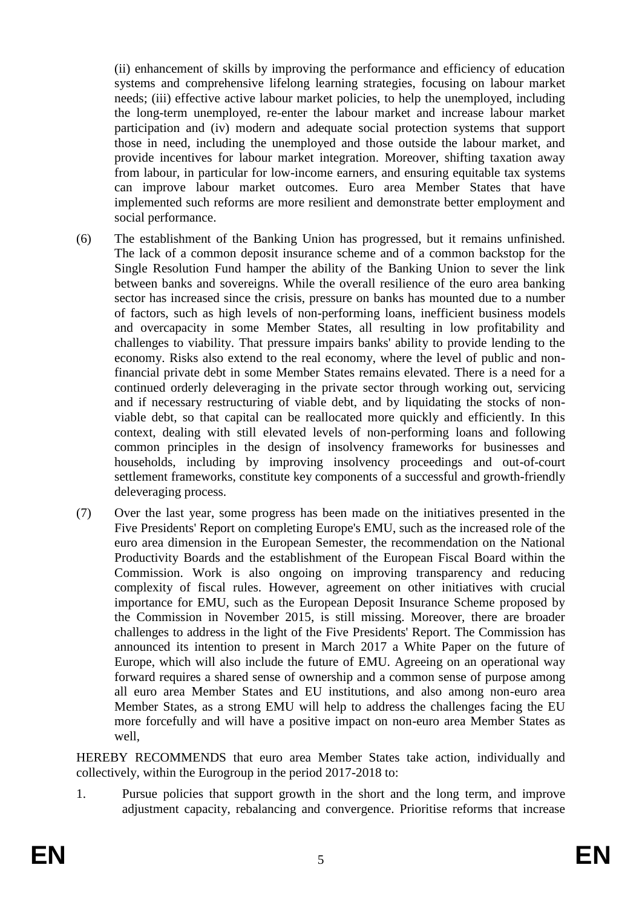(ii) enhancement of skills by improving the performance and efficiency of education systems and comprehensive lifelong learning strategies, focusing on labour market needs; (iii) effective active labour market policies, to help the unemployed, including the long-term unemployed, re-enter the labour market and increase labour market participation and (iv) modern and adequate social protection systems that support those in need, including the unemployed and those outside the labour market, and provide incentives for labour market integration. Moreover, shifting taxation away from labour, in particular for low-income earners, and ensuring equitable tax systems can improve labour market outcomes. Euro area Member States that have implemented such reforms are more resilient and demonstrate better employment and social performance.

(6) The establishment of the Banking Union has progressed, but it remains unfinished. The lack of a common deposit insurance scheme and of a common backstop for the Single Resolution Fund hamper the ability of the Banking Union to sever the link between banks and sovereigns. While the overall resilience of the euro area banking sector has increased since the crisis, pressure on banks has mounted due to a number of factors, such as high levels of non-performing loans, inefficient business models and overcapacity in some Member States, all resulting in low profitability and challenges to viability. That pressure impairs banks' ability to provide lending to the economy. Risks also extend to the real economy, where the level of public and non-financial private debt in some Member States remains elevated. There is a need for a continued orderly deleveraging in the private sector through working out, servicing and if necessary restructuring of viable debt, and by liquidating the stocks of non-viable debt, so that capital can be reallocated more quickly and efficiently. In this context, dealing with still elevated levels of non-performing loans and following common principles in the design of insolvency frameworks for businesses and households, including by improving insolvency proceedings and out-of-court settlement frameworks, constitute key components of a successful and growth-friendly deleveraging process.

(7) Over the last year, some progress has been made on the initiatives presented in the Five Presidents' Report on completing Europe's EMU, such as the increased role of the euro area dimension in the European Semester, the recommendation on the National Productivity Boards and the establishment of the European Fiscal Board within the Commission. Work is also ongoing on improving transparency and reducing complexity of fiscal rules. However, agreement on other initiatives with crucial importance for EMU, such as the European Deposit Insurance Scheme proposed by the Commission in November 2015, is still missing. Moreover, there are broader challenges to address in the light of the Five Presidents' Report. The Commission has announced its intention to present in March 2017 a White Paper on the future of Europe, which will also include the future of EMU. Agreeing on an operational way forward requires a shared sense of ownership and a common sense of purpose among all euro area Member States and EU institutions, and also among non-euro area Member States, as a strong EMU will help to address the challenges facing the EU more forcefully and will have a positive impact on non-euro area Member States as well,

HEREBY RECOMMENDS that euro area Member States take action, individually and collectively, within the Eurogroup in the period 2017-2018 to:

1. Pursue policies that support growth in the short and the long term, and improve adjustment capacity, rebalancing and convergence. Prioritise reforms that increase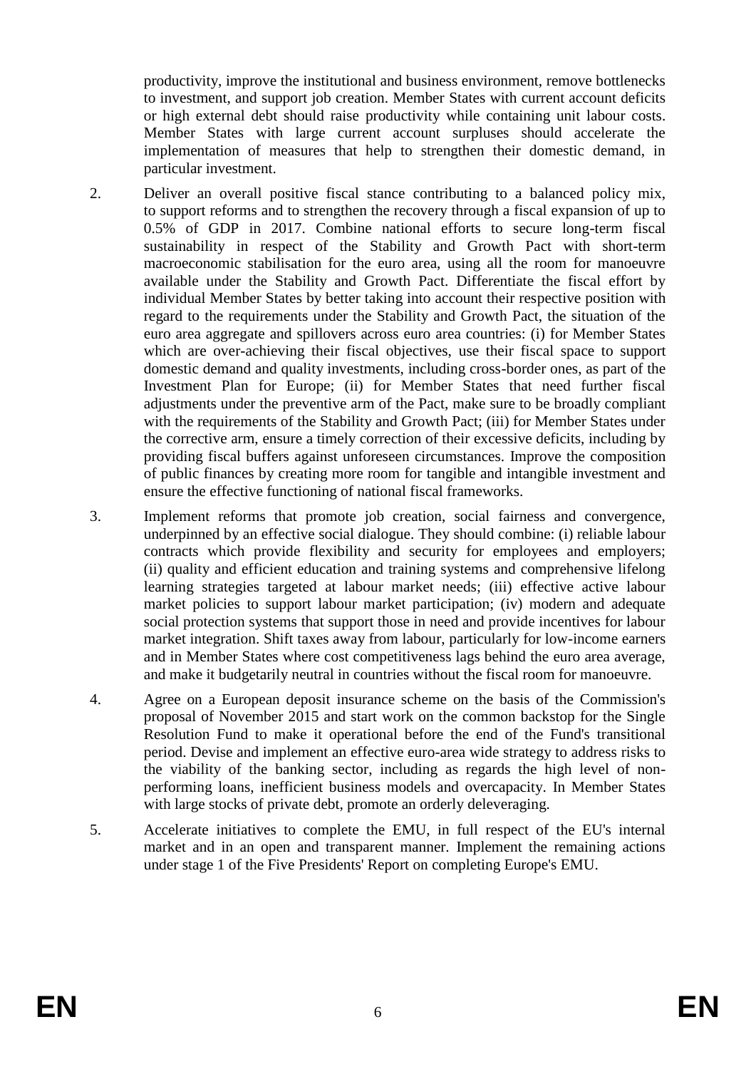productivity, improve the institutional and business environment, remove bottlenecks to investment, and support job creation. Member States with current account deficits or high external debt should raise productivity while containing unit labour costs. Member States with large current account surpluses should accelerate the implementation of measures that help to strengthen their domestic demand, in particular investment.

2. Deliver an overall positive fiscal stance contributing to a balanced policy mix, to support reforms and to strengthen the recovery through a fiscal expansion of up to 0.5% of GDP in 2017. Combine national efforts to secure long-term fiscal sustainability in respect of the Stability and Growth Pact with short-term macroeconomic stabilisation for the euro area, using all the room for manoeuvre available under the Stability and Growth Pact. Differentiate the fiscal effort by individual Member States by better taking into account their respective position with regard to the requirements under the Stability and Growth Pact, the situation of the euro area aggregate and spillovers across euro area countries: (i) for Member States which are over-achieving their fiscal objectives, use their fiscal space to support domestic demand and quality investments, including cross-border ones, as part of the Investment Plan for Europe; (ii) for Member States that need further fiscal adjustments under the preventive arm of the Pact, make sure to be broadly compliant with the requirements of the Stability and Growth Pact; (iii) for Member States under the corrective arm, ensure a timely correction of their excessive deficits, including by providing fiscal buffers against unforeseen circumstances. Improve the composition of public finances by creating more room for tangible and intangible investment and ensure the effective functioning of national fiscal frameworks.

3. Implement reforms that promote job creation, social fairness and convergence, underpinned by an effective social dialogue. They should combine: (i) reliable labour contracts which provide flexibility and security for employees and employers; (ii) quality and efficient education and training systems and comprehensive lifelong learning strategies targeted at labour market needs; (iii) effective active labour market policies to support labour market participation; (iv) modern and adequate social protection systems that support those in need and provide incentives for labour market integration. Shift taxes away from labour, particularly for low-income earners and in Member States where cost competitiveness lags behind the euro area average, and make it budgetarily neutral in countries without the fiscal room for manoeuvre.

4. Agree on a European deposit insurance scheme on the basis of the Commission's proposal of November 2015 and start work on the common backstop for the Single Resolution Fund to make it operational before the end of the Fund's transitional period. Devise and implement an effective euro-area wide strategy to address risks to the viability of the banking sector, including as regards the high level of non-performing loans, inefficient business models and overcapacity. In Member States with large stocks of private debt, promote an orderly deleveraging.

5. Accelerate initiatives to complete the EMU, in full respect of the EU's internal market and in an open and transparent manner. Implement the remaining actions under stage 1 of the Five Presidents' Report on completing Europe's EMU.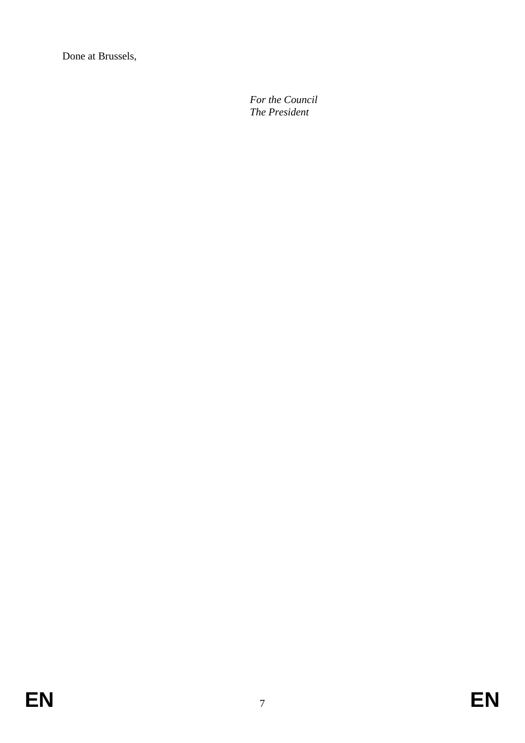Done at Brussels,

*For the Council*
*The President*